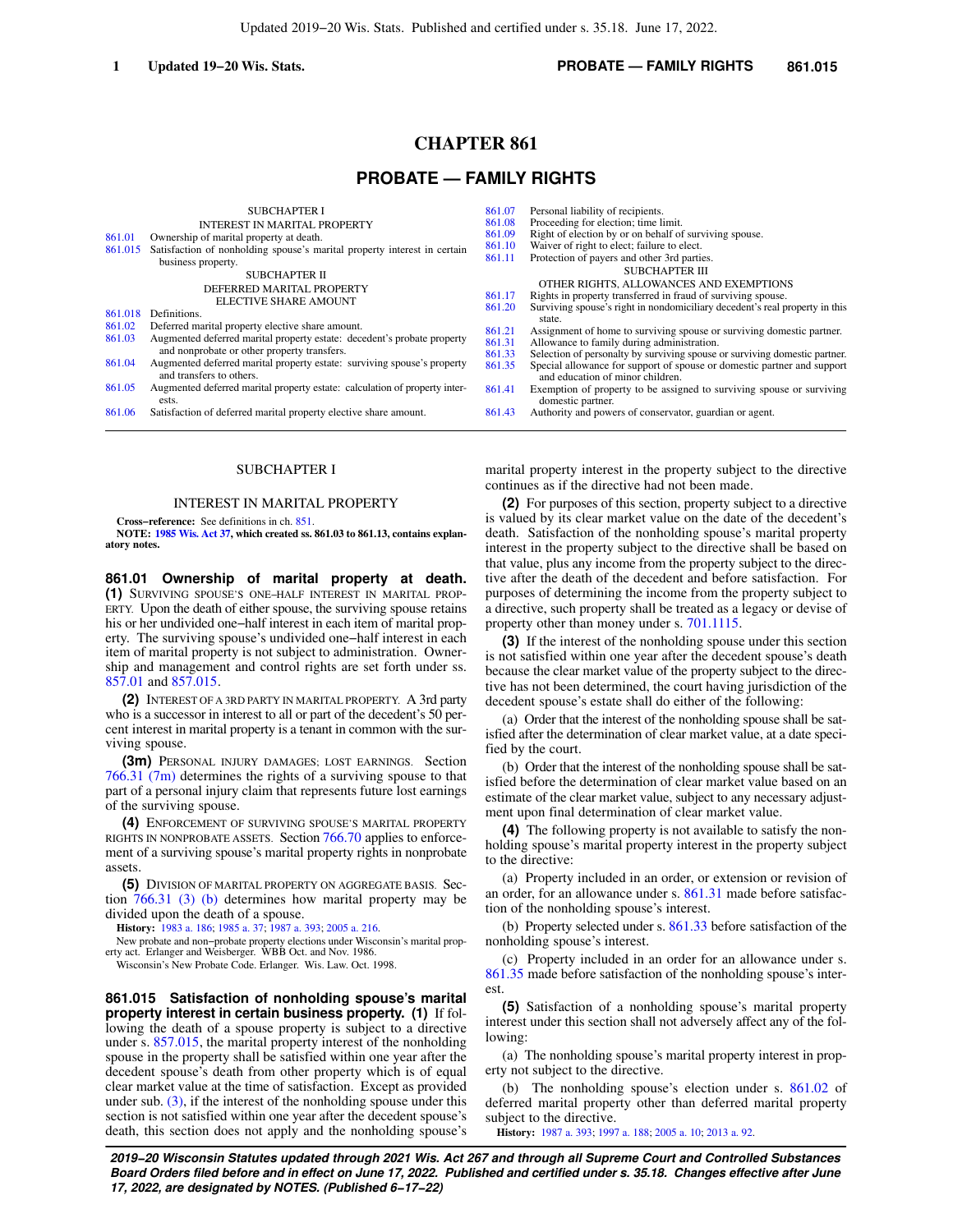# CHAPTER 861

## PROBATE — FAMILY RIGHTS

SUBCHAPTER I

INTEREST IN MARITAL PROPERTY

861.01 Ownership of marital property at death.
861.015 Satisfaction of nonholding spouse's marital property interest in certain business property.

SUBCHAPTER II

DEFERRED MARITAL PROPERTY ELECTIVE SHARE AMOUNT

861.018 Definitions.
861.02 Deferred marital property elective share amount.
861.03 Augmented deferred marital property estate: decedent's probate property and nonprobate or other property transfers.
861.04 Augmented deferred marital property estate: surviving spouse's property and transfers to others.
861.05 Augmented deferred marital property estate: calculation of property interests.
861.06 Satisfaction of deferred marital property elective share amount.
861.07 Personal liability of recipients.
861.08 Proceeding for election; time limit.
861.09 Right of election by or on behalf of surviving spouse.
861.10 Waiver of right to elect; failure to elect.
861.11 Protection of payers and other 3rd parties.

SUBCHAPTER III

OTHER RIGHTS, ALLOWANCES AND EXEMPTIONS

861.17 Rights in property transferred in fraud of surviving spouse.
861.20 Surviving spouse's right in nondomiciliary decedent's real property in this state.
861.21 Assignment of home to surviving spouse or surviving domestic partner.
861.31 Allowance to family during administration.
861.33 Selection of personalty by surviving spouse or surviving domestic partner.
861.35 Special allowance for support of spouse or domestic partner and support and education of minor children.
861.41 Exemption of property to be assigned to surviving spouse or surviving domestic partner.
861.43 Authority and powers of conservator, guardian or agent.

## SUBCHAPTER I

### INTEREST IN MARITAL PROPERTY

**Cross-reference:** See definitions in ch. 851.

**NOTE: 1985 Wis. Act 37, which created ss. 861.03 to 861.13, contains explanatory notes.**

**861.01 Ownership of marital property at death.** **(1)** SURVIVING SPOUSE'S ONE-HALF INTEREST IN MARITAL PROPERTY. Upon the death of either spouse, the surviving spouse retains his or her undivided one-half interest in each item of marital property. The surviving spouse's undivided one-half interest in each item of marital property is not subject to administration. Ownership and management and control rights are set forth under ss. 857.01 and 857.015.

**(2)** INTEREST OF A 3RD PARTY IN MARITAL PROPERTY. A 3rd party who is a successor in interest to all or part of the decedent's 50 percent interest in marital property is a tenant in common with the surviving spouse.

**(3m)** PERSONAL INJURY DAMAGES; LOST EARNINGS. Section 766.31 (7m) determines the rights of a surviving spouse to that part of a personal injury claim that represents future lost earnings of the surviving spouse.

**(4)** ENFORCEMENT OF SURVIVING SPOUSE'S MARITAL PROPERTY RIGHTS IN NONPROBATE ASSETS. Section 766.70 applies to enforcement of a surviving spouse's marital property rights in nonprobate assets.

**(5)** DIVISION OF MARITAL PROPERTY ON AGGREGATE BASIS. Section 766.31 (3) (b) determines how marital property may be divided upon the death of a spouse.

**History:** 1983 a. 186; 1985 a. 37; 1987 a. 393; 2005 a. 216.

New probate and non-probate property elections under Wisconsin's marital property act. Erlanger and Weisberger. WBB Oct. and Nov. 1986.

Wisconsin's New Probate Code. Erlanger. Wis. Law. Oct. 1998.

**861.015 Satisfaction of nonholding spouse's marital property interest in certain business property.** **(1)** If following the death of a spouse property is subject to a directive under s. 857.015, the marital property interest of the nonholding spouse in the property shall be satisfied within one year after the decedent spouse's death from other property which is of equal clear market value at the time of satisfaction. Except as provided under sub. (3), if the interest of the nonholding spouse under this section is not satisfied within one year after the decedent spouse's death, this section does not apply and the nonholding spouse's marital property interest in the property subject to the directive continues as if the directive had not been made.

**(2)** For purposes of this section, property subject to a directive is valued by its clear market value on the date of the decedent's death. Satisfaction of the nonholding spouse's marital property interest in the property subject to the directive shall be based on that value, plus any income from the property subject to the directive after the death of the decedent and before satisfaction. For purposes of determining the income from the property subject to a directive, such property shall be treated as a legacy or devise of property other than money under s. 701.1115.

**(3)** If the interest of the nonholding spouse under this section is not satisfied within one year after the decedent spouse's death because the clear market value of the property subject to the directive has not been determined, the court having jurisdiction of the decedent spouse's estate shall do either of the following:

(a) Order that the interest of the nonholding spouse shall be satisfied after the determination of clear market value, at a date specified by the court.

(b) Order that the interest of the nonholding spouse shall be satisfied before the determination of clear market value based on an estimate of the clear market value, subject to any necessary adjustment upon final determination of clear market value.

**(4)** The following property is not available to satisfy the nonholding spouse's marital property interest in the property subject to the directive:

(a) Property included in an order, or extension or revision of an order, for an allowance under s. 861.31 made before satisfaction of the nonholding spouse's interest.

(b) Property selected under s. 861.33 before satisfaction of the nonholding spouse's interest.

(c) Property included in an order for an allowance under s. 861.35 made before satisfaction of the nonholding spouse's interest.

**(5)** Satisfaction of a nonholding spouse's marital property interest under this section shall not adversely affect any of the following:

(a) The nonholding spouse's marital property interest in property not subject to the directive.

(b) The nonholding spouse's election under s. 861.02 of deferred marital property other than deferred marital property subject to the directive.

**History:** 1987 a. 393; 1997 a. 188; 2005 a. 10; 2013 a. 92.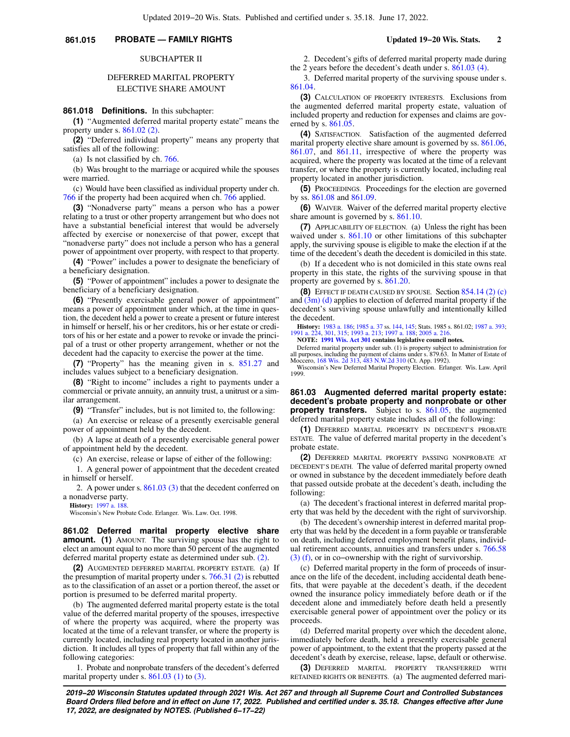SUBCHAPTER II

DEFERRED MARITAL PROPERTY ELECTIVE SHARE AMOUNT

**861.018 Definitions.** In this subchapter:

**(1)** "Augmented deferred marital property estate" means the property under s. 861.02 (2).

**(2)** "Deferred individual property" means any property that satisfies all of the following:

(a) Is not classified by ch. 766.

(b) Was brought to the marriage or acquired while the spouses were married.

(c) Would have been classified as individual property under ch. 766 if the property had been acquired when ch. 766 applied.

**(3)** "Nonadverse party" means a person who has a power relating to a trust or other property arrangement but who does not have a substantial beneficial interest that would be adversely affected by exercise or nonexercise of that power, except that "nonadverse party" does not include a person who has a general power of appointment over property, with respect to that property.

**(4)** "Power" includes a power to designate the beneficiary of a beneficiary designation.

**(5)** "Power of appointment" includes a power to designate the beneficiary of a beneficiary designation.

**(6)** "Presently exercisable general power of appointment" means a power of appointment under which, at the time in question, the decedent held a power to create a present or future interest in himself or herself, his or her creditors, his or her estate or creditors of his or her estate and a power to revoke or invade the principal of a trust or other property arrangement, whether or not the decedent had the capacity to exercise the power at the time.

**(7)** "Property" has the meaning given in s. 851.27 and includes values subject to a beneficiary designation.

**(8)** "Right to income" includes a right to payments under a commercial or private annuity, an annuity trust, a unitrust or a similar arrangement.

**(9)** "Transfer" includes, but is not limited to, the following:

(a) An exercise or release of a presently exercisable general power of appointment held by the decedent.

(b) A lapse at death of a presently exercisable general power of appointment held by the decedent.

(c) An exercise, release or lapse of either of the following:

1. A general power of appointment that the decedent created in himself or herself.

2. A power under s. 861.03 (3) that the decedent conferred on a nonadverse party.

**History:** 1997 a. 188.

Wisconsin's New Probate Code. Erlanger. Wis. Law. Oct. 1998.

**861.02 Deferred marital property elective share amount. (1)** AMOUNT. The surviving spouse has the right to elect an amount equal to no more than 50 percent of the augmented deferred marital property estate as determined under sub. (2).

**(2)** AUGMENTED DEFERRED MARITAL PROPERTY ESTATE. (a) If the presumption of marital property under s. 766.31 (2) is rebutted as to the classification of an asset or a portion thereof, the asset or portion is presumed to be deferred marital property.

(b) The augmented deferred marital property estate is the total value of the deferred marital property of the spouses, irrespective of where the property was acquired, where the property was located at the time of a relevant transfer, or where the property is currently located, including real property located in another jurisdiction. It includes all types of property that fall within any of the following categories:

1. Probate and nonprobate transfers of the decedent's deferred marital property under s. 861.03 (1) to (3).

2. Decedent's gifts of deferred marital property made during the 2 years before the decedent's death under s. 861.03 (4).

3. Deferred marital property of the surviving spouse under s. 861.04.

**(3)** CALCULATION OF PROPERTY INTERESTS. Exclusions from the augmented deferred marital property estate, valuation of included property and reduction for expenses and claims are governed by s. 861.05.

**(4)** SATISFACTION. Satisfaction of the augmented deferred marital property elective share amount is governed by ss. 861.06, 861.07, and 861.11, irrespective of where the property was acquired, where the property was located at the time of a relevant transfer, or where the property is currently located, including real property located in another jurisdiction.

**(5)** PROCEEDINGS. Proceedings for the election are governed by ss. 861.08 and 861.09.

**(6)** WAIVER. Waiver of the deferred marital property elective share amount is governed by s. 861.10.

**(7)** APPLICABILITY OF ELECTION. (a) Unless the right has been waived under s. 861.10 or other limitations of this subchapter apply, the surviving spouse is eligible to make the election if at the time of the decedent's death the decedent is domiciled in this state.

(b) If a decedent who is not domiciled in this state owns real property in this state, the rights of the surviving spouse in that property are governed by s. 861.20.

**(8)** EFFECT IF DEATH CAUSED BY SPOUSE. Section 854.14 (2) (c) and (3m) (d) applies to election of deferred marital property if the decedent's surviving spouse unlawfully and intentionally killed the decedent.

**History:** 1983 a. 186; 1985 a. 37 ss. 144, 145; Stats. 1985 s. 861.02; 1987 a. 393; 1991 a. 224, 301, 315; 1993 a. 213; 1997 a. 188; 2005 a. 216.

**NOTE: 1991 Wis. Act 301 contains legislative council notes.**

Deferred marital property under sub. (1) is property subject to administration for all purposes, including the payment of claims under s. 879.63. In Matter of Estate of Moccero, 168 Wis. 2d 313, 483 N.W.2d 310 (Ct. App. 1992).

Wisconsin's New Deferred Marital Property Election. Erlanger. Wis. Law. April 1999.

**861.03 Augmented deferred marital property estate: decedent's probate property and nonprobate or other property transfers.** Subject to s. 861.05, the augmented deferred marital property estate includes all of the following:

**(1)** DEFERRED MARITAL PROPERTY IN DECEDENT'S PROBATE ESTATE. The value of deferred marital property in the decedent's probate estate.

**(2)** DEFERRED MARITAL PROPERTY PASSING NONPROBATE AT DECEDENT'S DEATH. The value of deferred marital property owned or owned in substance by the decedent immediately before death that passed outside probate at the decedent's death, including the following:

(a) The decedent's fractional interest in deferred marital property that was held by the decedent with the right of survivorship.

(b) The decedent's ownership interest in deferred marital property that was held by the decedent in a form payable or transferable on death, including deferred employment benefit plans, individual retirement accounts, annuities and transfers under s. 766.58 (3) (f), or in co-ownership with the right of survivorship.

(c) Deferred marital property in the form of proceeds of insurance on the life of the decedent, including accidental death benefits, that were payable at the decedent's death, if the decedent owned the insurance policy immediately before death or if the decedent alone and immediately before death held a presently exercisable general power of appointment over the policy or its proceeds.

(d) Deferred marital property over which the decedent alone, immediately before death, held a presently exercisable general power of appointment, to the extent that the property passed at the decedent's death by exercise, release, lapse, default or otherwise.

**(3)** DEFERRED MARITAL PROPERTY TRANSFERRED WITH RETAINED RIGHTS OR BENEFITS. (a) The augmented deferred mari-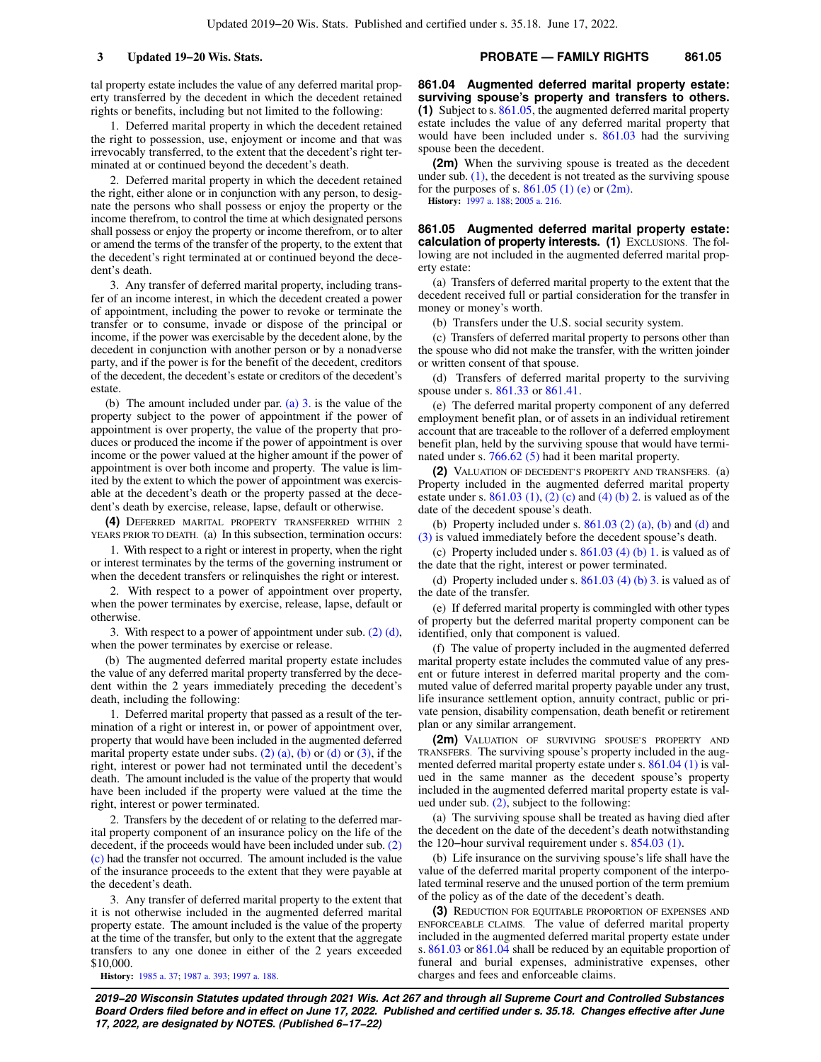tal property estate includes the value of any deferred marital property transferred by the decedent in which the decedent retained rights or benefits, including but not limited to the following:

1. Deferred marital property in which the decedent retained the right to possession, use, enjoyment or income and that was irrevocably transferred, to the extent that the decedent's right terminated at or continued beyond the decedent's death.

2. Deferred marital property in which the decedent retained the right, either alone or in conjunction with any person, to designate the persons who shall possess or enjoy the property or the income therefrom, to control the time at which designated persons shall possess or enjoy the property or income therefrom, or to alter or amend the terms of the transfer of the property, to the extent that the decedent's right terminated at or continued beyond the decedent's death.

3. Any transfer of deferred marital property, including transfer of an income interest, in which the decedent created a power of appointment, including the power to revoke or terminate the transfer or to consume, invade or dispose of the principal or income, if the power was exercisable by the decedent alone, by the decedent in conjunction with another person or by a nonadverse party, and if the power is for the benefit of the decedent, creditors of the decedent, the decedent's estate or creditors of the decedent's estate.

(b) The amount included under par. (a) 3. is the value of the property subject to the power of appointment if the power of appointment is over property, the value of the property that produces or produced the income if the power of appointment is over income or the power valued at the higher amount if the power of appointment is over both income and property. The value is limited by the extent to which the power of appointment was exercisable at the decedent's death or the property passed at the decedent's death by exercise, release, lapse, default or otherwise.

**(4)** DEFERRED MARITAL PROPERTY TRANSFERRED WITHIN 2 YEARS PRIOR TO DEATH. (a) In this subsection, termination occurs:

1. With respect to a right or interest in property, when the right or interest terminates by the terms of the governing instrument or when the decedent transfers or relinquishes the right or interest.

2. With respect to a power of appointment over property, when the power terminates by exercise, release, lapse, default or otherwise.

3. With respect to a power of appointment under sub. (2) (d), when the power terminates by exercise or release.

(b) The augmented deferred marital property estate includes the value of any deferred marital property transferred by the decedent within the 2 years immediately preceding the decedent's death, including the following:

1. Deferred marital property that passed as a result of the termination of a right or interest in, or power of appointment over, property that would have been included in the augmented deferred marital property estate under subs. (2) (a), (b) or (d) or (3), if the right, interest or power had not terminated until the decedent's death. The amount included is the value of the property that would have been included if the property were valued at the time the right, interest or power terminated.

2. Transfers by the decedent of or relating to the deferred marital property component of an insurance policy on the life of the decedent, if the proceeds would have been included under sub. (2) (c) had the transfer not occurred. The amount included is the value of the insurance proceeds to the extent that they were payable at the decedent's death.

3. Any transfer of deferred marital property to the extent that it is not otherwise included in the augmented deferred marital property estate. The amount included is the value of the property at the time of the transfer, but only to the extent that the aggregate transfers to any one donee in either of the 2 years exceeded $10,000.

**History:** 1985 a. 37; 1987 a. 393; 1997 a. 188.

**861.04 Augmented deferred marital property estate: surviving spouse's property and transfers to others.** **(1)** Subject to s. 861.05, the augmented deferred marital property estate includes the value of any deferred marital property that would have been included under s. 861.03 had the surviving spouse been the decedent.

**(2m)** When the surviving spouse is treated as the decedent under sub. (1), the decedent is not treated as the surviving spouse for the purposes of s. 861.05 (1) (e) or (2m).

**History:** 1997 a. 188; 2005 a. 216.

**861.05 Augmented deferred marital property estate: calculation of property interests.** **(1)** EXCLUSIONS. The following are not included in the augmented deferred marital property estate:

(a) Transfers of deferred marital property to the extent that the decedent received full or partial consideration for the transfer in money or money's worth.

(b) Transfers under the U.S. social security system.

(c) Transfers of deferred marital property to persons other than the spouse who did not make the transfer, with the written joinder or written consent of that spouse.

(d) Transfers of deferred marital property to the surviving spouse under s. 861.33 or 861.41.

(e) The deferred marital property component of any deferred employment benefit plan, or of assets in an individual retirement account that are traceable to the rollover of a deferred employment benefit plan, held by the surviving spouse that would have terminated under s. 766.62 (5) had it been marital property.

**(2)** VALUATION OF DECEDENT'S PROPERTY AND TRANSFERS. (a) Property included in the augmented deferred marital property estate under s. 861.03 (1), (2) (c) and (4) (b) 2. is valued as of the date of the decedent spouse's death.

(b) Property included under s. 861.03 (2) (a), (b) and (d) and (3) is valued immediately before the decedent spouse's death.

(c) Property included under s. 861.03 (4) (b) 1. is valued as of the date that the right, interest or power terminated.

(d) Property included under s. 861.03 (4) (b) 3. is valued as of the date of the transfer.

(e) If deferred marital property is commingled with other types of property but the deferred marital property component can be identified, only that component is valued.

(f) The value of property included in the augmented deferred marital property estate includes the commuted value of any present or future interest in deferred marital property and the commuted value of deferred marital property payable under any trust, life insurance settlement option, annuity contract, public or private pension, disability compensation, death benefit or retirement plan or any similar arrangement.

**(2m)** VALUATION OF SURVIVING SPOUSE'S PROPERTY AND TRANSFERS. The surviving spouse's property included in the augmented deferred marital property estate under s. 861.04 (1) is valued in the same manner as the decedent spouse's property included in the augmented deferred marital property estate is valued under sub. (2), subject to the following:

(a) The surviving spouse shall be treated as having died after the decedent on the date of the decedent's death notwithstanding the 120-hour survival requirement under s. 854.03 (1).

(b) Life insurance on the surviving spouse's life shall have the value of the deferred marital property component of the interpolated terminal reserve and the unused portion of the term premium of the policy as of the date of the decedent's death.

**(3)** REDUCTION FOR EQUITABLE PROPORTION OF EXPENSES AND ENFORCEABLE CLAIMS. The value of deferred marital property included in the augmented deferred marital property estate under s. 861.03 or 861.04 shall be reduced by an equitable proportion of funeral and burial expenses, administrative expenses, other charges and fees and enforceable claims.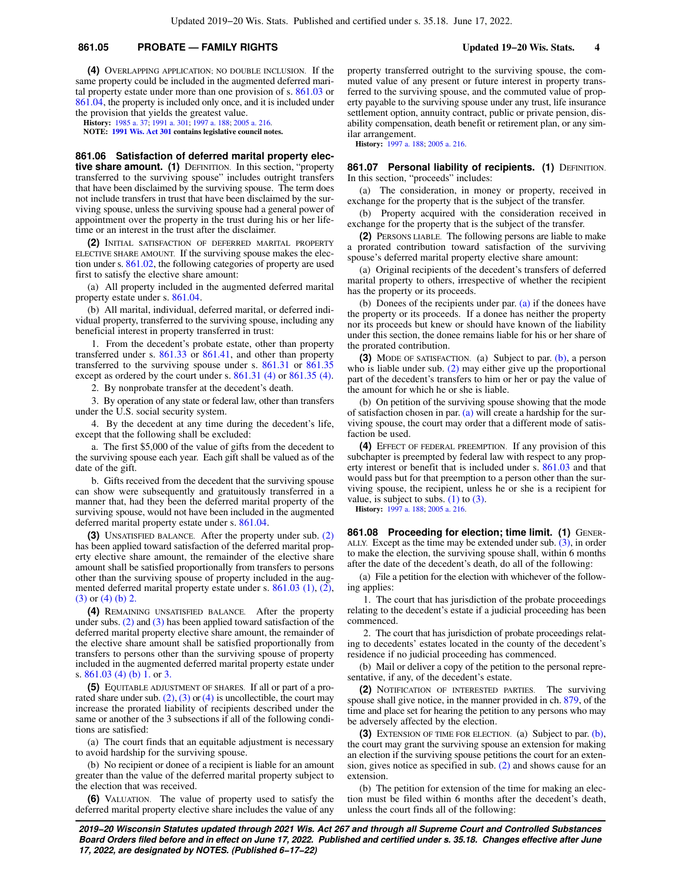**(4)** OVERLAPPING APPLICATION; NO DOUBLE INCLUSION. If the same property could be included in the augmented deferred marital property estate under more than one provision of s. 861.03 or 861.04, the property is included only once, and it is included under the provision that yields the greatest value.

**History:** 1985 a. 37; 1991 a. 301; 1997 a. 188; 2005 a. 216.

**NOTE: 1991 Wis. Act 301 contains legislative council notes.**

**861.06 Satisfaction of deferred marital property elective share amount. (1)** DEFINITION. In this section, "property transferred to the surviving spouse" includes outright transfers that have been disclaimed by the surviving spouse. The term does not include transfers in trust that have been disclaimed by the surviving spouse, unless the surviving spouse had a general power of appointment over the property in the trust during his or her lifetime or an interest in the trust after the disclaimer.

**(2)** INITIAL SATISFACTION OF DEFERRED MARITAL PROPERTY ELECTIVE SHARE AMOUNT. If the surviving spouse makes the election under s. 861.02, the following categories of property are used first to satisfy the elective share amount:

(a) All property included in the augmented deferred marital property estate under s. 861.04.

(b) All marital, individual, deferred marital, or deferred individual property, transferred to the surviving spouse, including any beneficial interest in property transferred in trust:

1. From the decedent's probate estate, other than property transferred under s. 861.33 or 861.41, and other than property transferred to the surviving spouse under s. 861.31 or 861.35 except as ordered by the court under s. 861.31 (4) or 861.35 (4).

2. By nonprobate transfer at the decedent's death.

3. By operation of any state or federal law, other than transfers under the U.S. social security system.

4. By the decedent at any time during the decedent's life, except that the following shall be excluded:

a. The first $5,000 of the value of gifts from the decedent to the surviving spouse each year. Each gift shall be valued as of the date of the gift.

b. Gifts received from the decedent that the surviving spouse can show were subsequently and gratuitously transferred in a manner that, had they been the deferred marital property of the surviving spouse, would not have been included in the augmented deferred marital property estate under s. 861.04.

**(3)** UNSATISFIED BALANCE. After the property under sub. (2) has been applied toward satisfaction of the deferred marital property elective share amount, the remainder of the elective share amount shall be satisfied proportionally from transfers to persons other than the surviving spouse of property included in the augmented deferred marital property estate under s. 861.03 (1), (2), (3) or (4) (b) 2.

**(4)** REMAINING UNSATISFIED BALANCE. After the property under subs. (2) and (3) has been applied toward satisfaction of the deferred marital property elective share amount, the remainder of the elective share amount shall be satisfied proportionally from transfers to persons other than the surviving spouse of property included in the augmented deferred marital property estate under s. 861.03 (4) (b) 1. or 3.

**(5)** EQUITABLE ADJUSTMENT OF SHARES. If all or part of a prorated share under sub. (2), (3) or (4) is uncollectible, the court may increase the prorated liability of recipients described under the same or another of the 3 subsections if all of the following conditions are satisfied:

(a) The court finds that an equitable adjustment is necessary to avoid hardship for the surviving spouse.

(b) No recipient or donee of a recipient is liable for an amount greater than the value of the deferred marital property subject to the election that was received.

**(6)** VALUATION. The value of property used to satisfy the deferred marital property elective share includes the value of any property transferred outright to the surviving spouse, the commuted value of any present or future interest in property transferred to the surviving spouse, and the commuted value of property payable to the surviving spouse under any trust, life insurance settlement option, annuity contract, public or private pension, disability compensation, death benefit or retirement plan, or any similar arrangement.

**History:** 1997 a. 188; 2005 a. 216.

**861.07 Personal liability of recipients. (1)** DEFINITION. In this section, "proceeds" includes:

(a) The consideration, in money or property, received in exchange for the property that is the subject of the transfer.

(b) Property acquired with the consideration received in exchange for the property that is the subject of the transfer.

**(2)** PERSONS LIABLE. The following persons are liable to make a prorated contribution toward satisfaction of the surviving spouse's deferred marital property elective share amount:

(a) Original recipients of the decedent's transfers of deferred marital property to others, irrespective of whether the recipient has the property or its proceeds.

(b) Donees of the recipients under par. (a) if the donees have the property or its proceeds. If a donee has neither the property nor its proceeds but knew or should have known of the liability under this section, the donee remains liable for his or her share of the prorated contribution.

**(3)** MODE OF SATISFACTION. (a) Subject to par. (b), a person who is liable under sub. (2) may either give up the proportional part of the decedent's transfers to him or her or pay the value of the amount for which he or she is liable.

(b) On petition of the surviving spouse showing that the mode of satisfaction chosen in par. (a) will create a hardship for the surviving spouse, the court may order that a different mode of satisfaction be used.

**(4)** EFFECT OF FEDERAL PREEMPTION. If any provision of this subchapter is preempted by federal law with respect to any property interest or benefit that is included under s. 861.03 and that would pass but for that preemption to a person other than the surviving spouse, the recipient, unless he or she is a recipient for value, is subject to subs. (1) to (3).

**History:** 1997 a. 188; 2005 a. 216.

**861.08 Proceeding for election; time limit. (1)** GENERALLY. Except as the time may be extended under sub. (3), in order to make the election, the surviving spouse shall, within 6 months after the date of the decedent's death, do all of the following:

(a) File a petition for the election with whichever of the following applies:

1. The court that has jurisdiction of the probate proceedings relating to the decedent's estate if a judicial proceeding has been commenced.

2. The court that has jurisdiction of probate proceedings relating to decedents' estates located in the county of the decedent's residence if no judicial proceeding has commenced.

(b) Mail or deliver a copy of the petition to the personal representative, if any, of the decedent's estate.

**(2)** NOTIFICATION OF INTERESTED PARTIES. The surviving spouse shall give notice, in the manner provided in ch. 879, of the time and place set for hearing the petition to any persons who may be adversely affected by the election.

**(3)** EXTENSION OF TIME FOR ELECTION. (a) Subject to par. (b), the court may grant the surviving spouse an extension for making an election if the surviving spouse petitions the court for an extension, gives notice as specified in sub. (2) and shows cause for an extension.

(b) The petition for extension of the time for making an election must be filed within 6 months after the decedent's death, unless the court finds all of the following: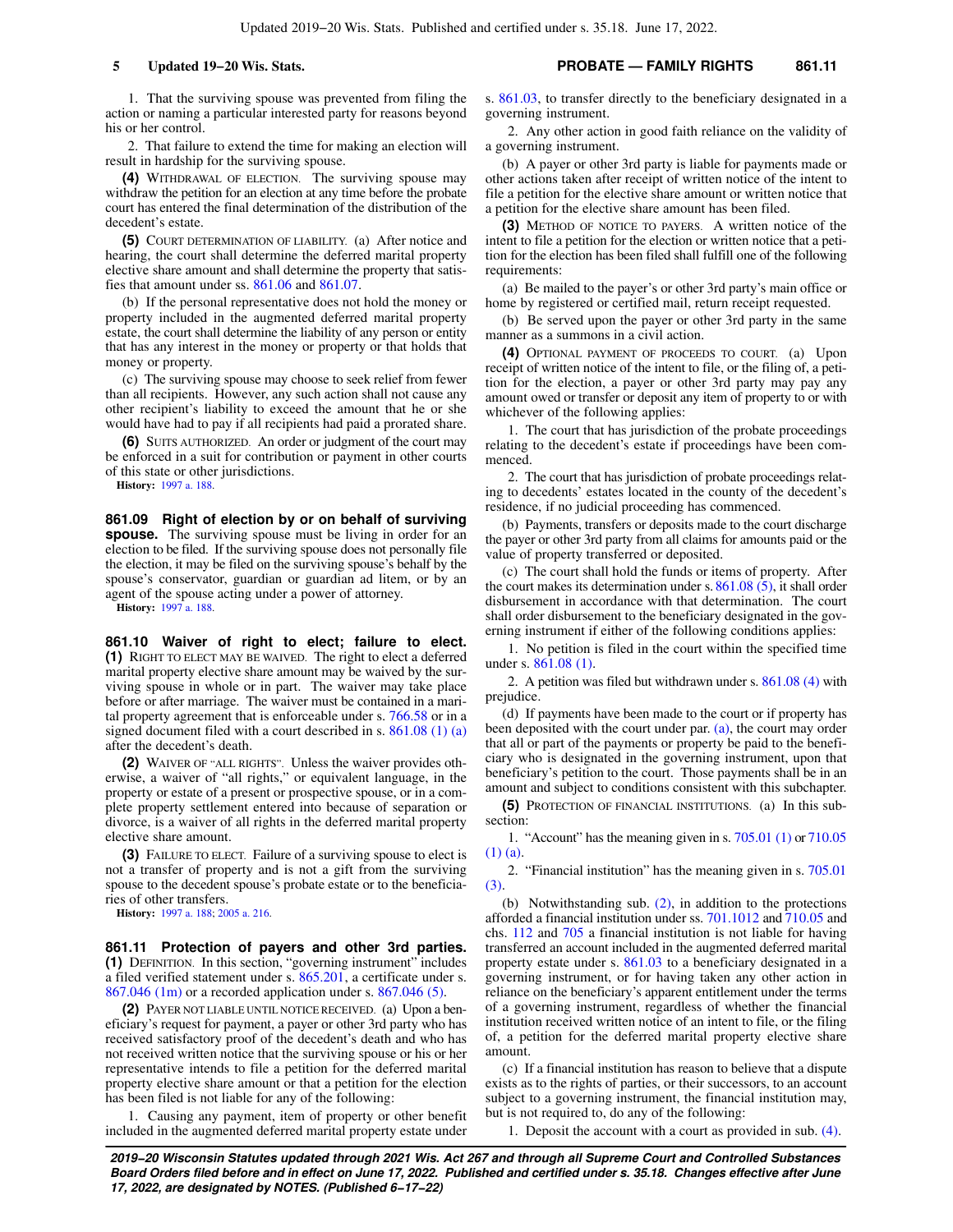1. That the surviving spouse was prevented from filing the action or naming a particular interested party for reasons beyond his or her control.

2. That failure to extend the time for making an election will result in hardship for the surviving spouse.

**(4)** WITHDRAWAL OF ELECTION. The surviving spouse may withdraw the petition for an election at any time before the probate court has entered the final determination of the distribution of the decedent's estate.

**(5)** COURT DETERMINATION OF LIABILITY. (a) After notice and hearing, the court shall determine the deferred marital property elective share amount and shall determine the property that satisfies that amount under ss. 861.06 and 861.07.

(b) If the personal representative does not hold the money or property included in the augmented deferred marital property estate, the court shall determine the liability of any person or entity that has any interest in the money or property or that holds that money or property.

(c) The surviving spouse may choose to seek relief from fewer than all recipients. However, any such action shall not cause any other recipient's liability to exceed the amount that he or she would have had to pay if all recipients had paid a prorated share.

**(6)** SUITS AUTHORIZED. An order or judgment of the court may be enforced in a suit for contribution or payment in other courts of this state or other jurisdictions.

**History:** 1997 a. 188.

**861.09 Right of election by or on behalf of surviving spouse.** The surviving spouse must be living in order for an election to be filed. If the surviving spouse does not personally file the election, it may be filed on the surviving spouse's behalf by the spouse's conservator, guardian or guardian ad litem, or by an agent of the spouse acting under a power of attorney.

**History:** 1997 a. 188.

**861.10 Waiver of right to elect; failure to elect.** **(1)** RIGHT TO ELECT MAY BE WAIVED. The right to elect a deferred marital property elective share amount may be waived by the surviving spouse in whole or in part. The waiver may take place before or after marriage. The waiver must be contained in a marital property agreement that is enforceable under s. 766.58 or in a signed document filed with a court described in s. 861.08 (1) (a) after the decedent's death.

**(2)** WAIVER OF "ALL RIGHTS". Unless the waiver provides otherwise, a waiver of "all rights," or equivalent language, in the property or estate of a present or prospective spouse, or in a complete property settlement entered into because of separation or divorce, is a waiver of all rights in the deferred marital property elective share amount.

**(3)** FAILURE TO ELECT. Failure of a surviving spouse to elect is not a transfer of property and is not a gift from the surviving spouse to the decedent spouse's probate estate or to the beneficiaries of other transfers.

**History:** 1997 a. 188; 2005 a. 216.

**861.11 Protection of payers and other 3rd parties.** **(1)** DEFINITION. In this section, "governing instrument" includes a filed verified statement under s. 865.201, a certificate under s. 867.046 (1m) or a recorded application under s. 867.046 (5).

**(2)** PAYER NOT LIABLE UNTIL NOTICE RECEIVED. (a) Upon a beneficiary's request for payment, a payer or other 3rd party who has received satisfactory proof of the decedent's death and who has not received written notice that the surviving spouse or his or her representative intends to file a petition for the deferred marital property elective share amount or that a petition for the election has been filed is not liable for any of the following:

1. Causing any payment, item of property or other benefit included in the augmented deferred marital property estate under s. 861.03, to transfer directly to the beneficiary designated in a governing instrument.

2. Any other action in good faith reliance on the validity of a governing instrument.

(b) A payer or other 3rd party is liable for payments made or other actions taken after receipt of written notice of the intent to file a petition for the elective share amount or written notice that a petition for the elective share amount has been filed.

**(3)** METHOD OF NOTICE TO PAYERS. A written notice of the intent to file a petition for the election or written notice that a petition for the election has been filed shall fulfill one of the following requirements:

(a) Be mailed to the payer's or other 3rd party's main office or home by registered or certified mail, return receipt requested.

(b) Be served upon the payer or other 3rd party in the same manner as a summons in a civil action.

**(4)** OPTIONAL PAYMENT OF PROCEEDS TO COURT. (a) Upon receipt of written notice of the intent to file, or the filing of, a petition for the election, a payer or other 3rd party may pay any amount owed or transfer or deposit any item of property to or with whichever of the following applies:

1. The court that has jurisdiction of the probate proceedings relating to the decedent's estate if proceedings have been commenced.

2. The court that has jurisdiction of probate proceedings relating to decedents' estates located in the county of the decedent's residence, if no judicial proceeding has commenced.

(b) Payments, transfers or deposits made to the court discharge the payer or other 3rd party from all claims for amounts paid or the value of property transferred or deposited.

(c) The court shall hold the funds or items of property. After the court makes its determination under s. 861.08 (5), it shall order disbursement in accordance with that determination. The court shall order disbursement to the beneficiary designated in the governing instrument if either of the following conditions applies:

1. No petition is filed in the court within the specified time under s. 861.08 (1).

2. A petition was filed but withdrawn under s. 861.08 (4) with prejudice.

(d) If payments have been made to the court or if property has been deposited with the court under par. (a), the court may order that all or part of the payments or property be paid to the beneficiary who is designated in the governing instrument, upon that beneficiary's petition to the court. Those payments shall be in an amount and subject to conditions consistent with this subchapter.

**(5)** PROTECTION OF FINANCIAL INSTITUTIONS. (a) In this subsection:

1. "Account" has the meaning given in s. 705.01 (1) or 710.05 (1) (a).

2. "Financial institution" has the meaning given in s. 705.01 (3).

(b) Notwithstanding sub. (2), in addition to the protections afforded a financial institution under ss. 701.1012 and 710.05 and chs. 112 and 705 a financial institution is not liable for having transferred an account included in the augmented deferred marital property estate under s. 861.03 to a beneficiary designated in a governing instrument, or for having taken any other action in reliance on the beneficiary's apparent entitlement under the terms of a governing instrument, regardless of whether the financial institution received written notice of an intent to file, or the filing of, a petition for the deferred marital property elective share amount.

(c) If a financial institution has reason to believe that a dispute exists as to the rights of parties, or their successors, to an account subject to a governing instrument, the financial institution may, but is not required to, do any of the following:

1. Deposit the account with a court as provided in sub. (4).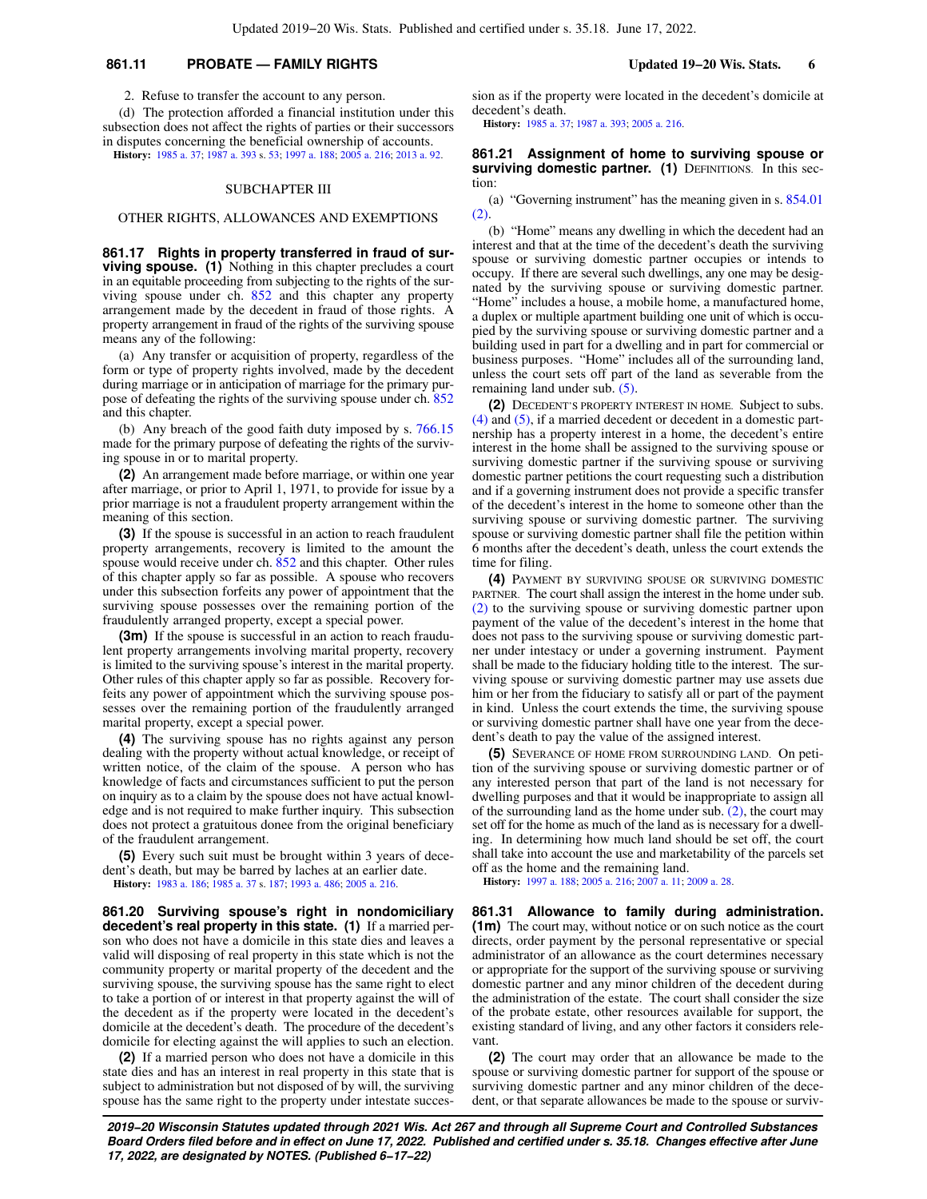2. Refuse to transfer the account to any person.

(d) The protection afforded a financial institution under this subsection does not affect the rights of parties or their successors in disputes concerning the beneficial ownership of accounts.

**History:** 1985 a. 37; 1987 a. 393 s. 53; 1997 a. 188; 2005 a. 216; 2013 a. 92.

## SUBCHAPTER III

## OTHER RIGHTS, ALLOWANCES AND EXEMPTIONS

**861.17 Rights in property transferred in fraud of surviving spouse. (1)** Nothing in this chapter precludes a court in an equitable proceeding from subjecting to the rights of the surviving spouse under ch. 852 and this chapter any property arrangement made by the decedent in fraud of those rights. A property arrangement in fraud of the rights of the surviving spouse means any of the following:

(a) Any transfer or acquisition of property, regardless of the form or type of property rights involved, made by the decedent during marriage or in anticipation of marriage for the primary purpose of defeating the rights of the surviving spouse under ch. 852 and this chapter.

(b) Any breach of the good faith duty imposed by s. 766.15 made for the primary purpose of defeating the rights of the surviving spouse in or to marital property.

**(2)** An arrangement made before marriage, or within one year after marriage, or prior to April 1, 1971, to provide for issue by a prior marriage is not a fraudulent property arrangement within the meaning of this section.

**(3)** If the spouse is successful in an action to reach fraudulent property arrangements, recovery is limited to the amount the spouse would receive under ch. 852 and this chapter. Other rules of this chapter apply so far as possible. A spouse who recovers under this subsection forfeits any power of appointment that the surviving spouse possesses over the remaining portion of the fraudulently arranged property, except a special power.

**(3m)** If the spouse is successful in an action to reach fraudulent property arrangements involving marital property, recovery is limited to the surviving spouse's interest in the marital property. Other rules of this chapter apply so far as possible. Recovery forfeits any power of appointment which the surviving spouse possesses over the remaining portion of the fraudulently arranged marital property, except a special power.

**(4)** The surviving spouse has no rights against any person dealing with the property without actual knowledge, or receipt of written notice, of the claim of the spouse. A person who has knowledge of facts and circumstances sufficient to put the person on inquiry as to a claim by the spouse does not have actual knowledge and is not required to make further inquiry. This subsection does not protect a gratuitous donee from the original beneficiary of the fraudulent arrangement.

**(5)** Every such suit must be brought within 3 years of decedent's death, but may be barred by laches at an earlier date.

**History:** 1983 a. 186; 1985 a. 37 s. 187; 1993 a. 486; 2005 a. 216.

**861.20 Surviving spouse's right in nondomiciliary decedent's real property in this state. (1)** If a married person who does not have a domicile in this state dies and leaves a valid will disposing of real property in this state which is not the community property or marital property of the decedent and the surviving spouse, the surviving spouse has the same right to elect to take a portion of or interest in that property against the will of the decedent as if the property were located in the decedent's domicile at the decedent's death. The procedure of the decedent's domicile for electing against the will applies to such an election.

**(2)** If a married person who does not have a domicile in this state dies and has an interest in real property in this state that is subject to administration but not disposed of by will, the surviving spouse has the same right to the property under intestate succession as if the property were located in the decedent's domicile at decedent's death.

**History:** 1985 a. 37; 1987 a. 393; 2005 a. 216.

**861.21 Assignment of home to surviving spouse or surviving domestic partner. (1)** DEFINITIONS. In this section:

(a) "Governing instrument" has the meaning given in s. 854.01 (2).

(b) "Home" means any dwelling in which the decedent had an interest and that at the time of the decedent's death the surviving spouse or surviving domestic partner occupies or intends to occupy. If there are several such dwellings, any one may be designated by the surviving spouse or surviving domestic partner. "Home" includes a house, a mobile home, a manufactured home, a duplex or multiple apartment building one unit of which is occupied by the surviving spouse or surviving domestic partner and a building used in part for a dwelling and in part for commercial or business purposes. "Home" includes all of the surrounding land, unless the court sets off part of the land as severable from the remaining land under sub. (5).

**(2)** DECEDENT'S PROPERTY INTEREST IN HOME. Subject to subs. (4) and (5), if a married decedent or decedent in a domestic partnership has a property interest in a home, the decedent's entire interest in the home shall be assigned to the surviving spouse or surviving domestic partner if the surviving spouse or surviving domestic partner petitions the court requesting such a distribution and if a governing instrument does not provide a specific transfer of the decedent's interest in the home to someone other than the surviving spouse or surviving domestic partner. The surviving spouse or surviving domestic partner shall file the petition within 6 months after the decedent's death, unless the court extends the time for filing.

**(4)** PAYMENT BY SURVIVING SPOUSE OR SURVIVING DOMESTIC PARTNER. The court shall assign the interest in the home under sub. (2) to the surviving spouse or surviving domestic partner upon payment of the value of the decedent's interest in the home that does not pass to the surviving spouse or surviving domestic partner under intestacy or under a governing instrument. Payment shall be made to the fiduciary holding title to the interest. The surviving spouse or surviving domestic partner may use assets due him or her from the fiduciary to satisfy all or part of the payment in kind. Unless the court extends the time, the surviving spouse or surviving domestic partner shall have one year from the decedent's death to pay the value of the assigned interest.

**(5)** SEVERANCE OF HOME FROM SURROUNDING LAND. On petition of the surviving spouse or surviving domestic partner or of any interested person that part of the land is not necessary for dwelling purposes and that it would be inappropriate to assign all of the surrounding land as the home under sub. (2), the court may set off for the home as much of the land as is necessary for a dwelling. In determining how much land should be set off, the court shall take into account the use and marketability of the parcels set off as the home and the remaining land.

**History:** 1997 a. 188; 2005 a. 216; 2007 a. 11; 2009 a. 28.

**861.31 Allowance to family during administration. (1m)** The court may, without notice or on such notice as the court directs, order payment by the personal representative or special administrator of an allowance as the court determines necessary or appropriate for the support of the surviving spouse or surviving domestic partner and any minor children of the decedent during the administration of the estate. The court shall consider the size of the probate estate, other resources available for support, the existing standard of living, and any other factors it considers relevant.

**(2)** The court may order that an allowance be made to the spouse or surviving domestic partner for support of the spouse or surviving domestic partner and any minor children of the decedent, or that separate allowances be made to the spouse or surviv-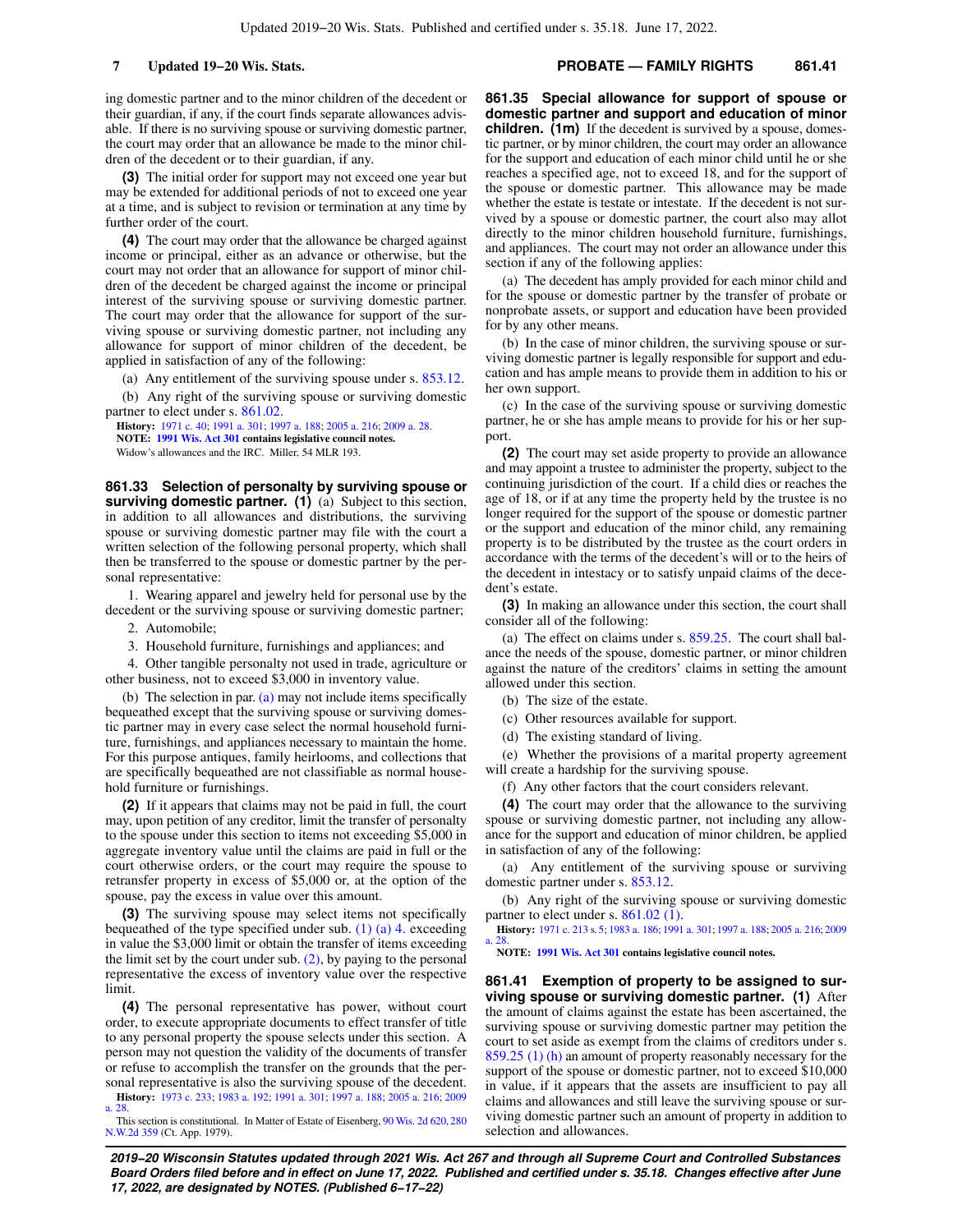ing domestic partner and to the minor children of the decedent or their guardian, if any, if the court finds separate allowances advisable. If there is no surviving spouse or surviving domestic partner, the court may order that an allowance be made to the minor children of the decedent or to their guardian, if any.

**(3)** The initial order for support may not exceed one year but may be extended for additional periods of not to exceed one year at a time, and is subject to revision or termination at any time by further order of the court.

**(4)** The court may order that the allowance be charged against income or principal, either as an advance or otherwise, but the court may not order that an allowance for support of minor children of the decedent be charged against the income or principal interest of the surviving spouse or surviving domestic partner. The court may order that the allowance for support of the surviving spouse or surviving domestic partner, not including any allowance for support of minor children of the decedent, be applied in satisfaction of any of the following:

(a) Any entitlement of the surviving spouse under s. 853.12.

(b) Any right of the surviving spouse or surviving domestic partner to elect under s. 861.02.

**History:** 1971 c. 40; 1991 a. 301; 1997 a. 188; 2005 a. 216; 2009 a. 28.

**NOTE: 1991 Wis. Act 301 contains legislative council notes.**

Widow's allowances and the IRC. Miller, 54 MLR 193.

**861.33 Selection of personalty by surviving spouse or surviving domestic partner. (1)** (a) Subject to this section, in addition to all allowances and distributions, the surviving spouse or surviving domestic partner may file with the court a written selection of the following personal property, which shall then be transferred to the spouse or domestic partner by the personal representative:

1. Wearing apparel and jewelry held for personal use by the decedent or the surviving spouse or surviving domestic partner;

2. Automobile;

3. Household furniture, furnishings and appliances; and

4. Other tangible personalty not used in trade, agriculture or other business, not to exceed $3,000 in inventory value.

(b) The selection in par. (a) may not include items specifically bequeathed except that the surviving spouse or surviving domestic partner may in every case select the normal household furniture, furnishings, and appliances necessary to maintain the home. For this purpose antiques, family heirlooms, and collections that are specifically bequeathed are not classifiable as normal household furniture or furnishings.

**(2)** If it appears that claims may not be paid in full, the court may, upon petition of any creditor, limit the transfer of personalty to the spouse under this section to items not exceeding $5,000 in aggregate inventory value until the claims are paid in full or the court otherwise orders, or the court may require the spouse to retransfer property in excess of $5,000 or, at the option of the spouse, pay the excess in value over this amount.

**(3)** The surviving spouse may select items not specifically bequeathed of the type specified under sub. (1) (a) 4. exceeding in value the $3,000 limit or obtain the transfer of items exceeding the limit set by the court under sub. (2), by paying to the personal representative the excess of inventory value over the respective limit.

**(4)** The personal representative has power, without court order, to execute appropriate documents to effect transfer of title to any personal property the spouse selects under this section. A person may not question the validity of the documents of transfer or refuse to accomplish the transfer on the grounds that the personal representative is also the surviving spouse of the decedent.

**History:** 1973 c. 233; 1983 a. 192; 1991 a. 301; 1997 a. 188; 2005 a. 216; 2009 a. 28.

This section is constitutional. In Matter of Estate of Eisenberg, 90 Wis. 2d 620, 280 N.W.2d 359 (Ct. App. 1979).

**861.35 Special allowance for support of spouse or domestic partner and support and education of minor children. (1m)** If the decedent is survived by a spouse, domestic partner, or by minor children, the court may order an allowance for the support and education of each minor child until he or she reaches a specified age, not to exceed 18, and for the support of the spouse or domestic partner. This allowance may be made whether the estate is testate or intestate. If the decedent is not survived by a spouse or domestic partner, the court also may allot directly to the minor children household furniture, furnishings, and appliances. The court may not order an allowance under this section if any of the following applies:

(a) The decedent has amply provided for each minor child and for the spouse or domestic partner by the transfer of probate or nonprobate assets, or support and education have been provided for by any other means.

(b) In the case of minor children, the surviving spouse or surviving domestic partner is legally responsible for support and education and has ample means to provide them in addition to his or her own support.

(c) In the case of the surviving spouse or surviving domestic partner, he or she has ample means to provide for his or her support.

**(2)** The court may set aside property to provide an allowance and may appoint a trustee to administer the property, subject to the continuing jurisdiction of the court. If a child dies or reaches the age of 18, or if at any time the property held by the trustee is no longer required for the support of the spouse or domestic partner or the support and education of the minor child, any remaining property is to be distributed by the trustee as the court orders in accordance with the terms of the decedent's will or to the heirs of the decedent in intestacy or to satisfy unpaid claims of the decedent's estate.

**(3)** In making an allowance under this section, the court shall consider all of the following:

(a) The effect on claims under s. 859.25. The court shall balance the needs of the spouse, domestic partner, or minor children against the nature of the creditors' claims in setting the amount allowed under this section.

(b) The size of the estate.

(c) Other resources available for support.

(d) The existing standard of living.

(e) Whether the provisions of a marital property agreement will create a hardship for the surviving spouse.

(f) Any other factors that the court considers relevant.

**(4)** The court may order that the allowance to the surviving spouse or surviving domestic partner, not including any allowance for the support and education of minor children, be applied in satisfaction of any of the following:

(a) Any entitlement of the surviving spouse or surviving domestic partner under s. 853.12.

(b) Any right of the surviving spouse or surviving domestic partner to elect under s. 861.02 (1).

**History:** 1971 c. 213 s. 5; 1983 a. 186; 1991 a. 301; 1997 a. 188; 2005 a. 216; 2009 a. 28.

**NOTE: 1991 Wis. Act 301 contains legislative council notes.**

**861.41 Exemption of property to be assigned to surviving spouse or surviving domestic partner. (1)** After the amount of claims against the estate has been ascertained, the surviving spouse or surviving domestic partner may petition the court to set aside as exempt from the claims of creditors under s. 859.25 (1) (h) an amount of property reasonably necessary for the support of the spouse or domestic partner, not to exceed $10,000 in value, if it appears that the assets are insufficient to pay all claims and allowances and still leave the surviving spouse or surviving domestic partner such an amount of property in addition to selection and allowances.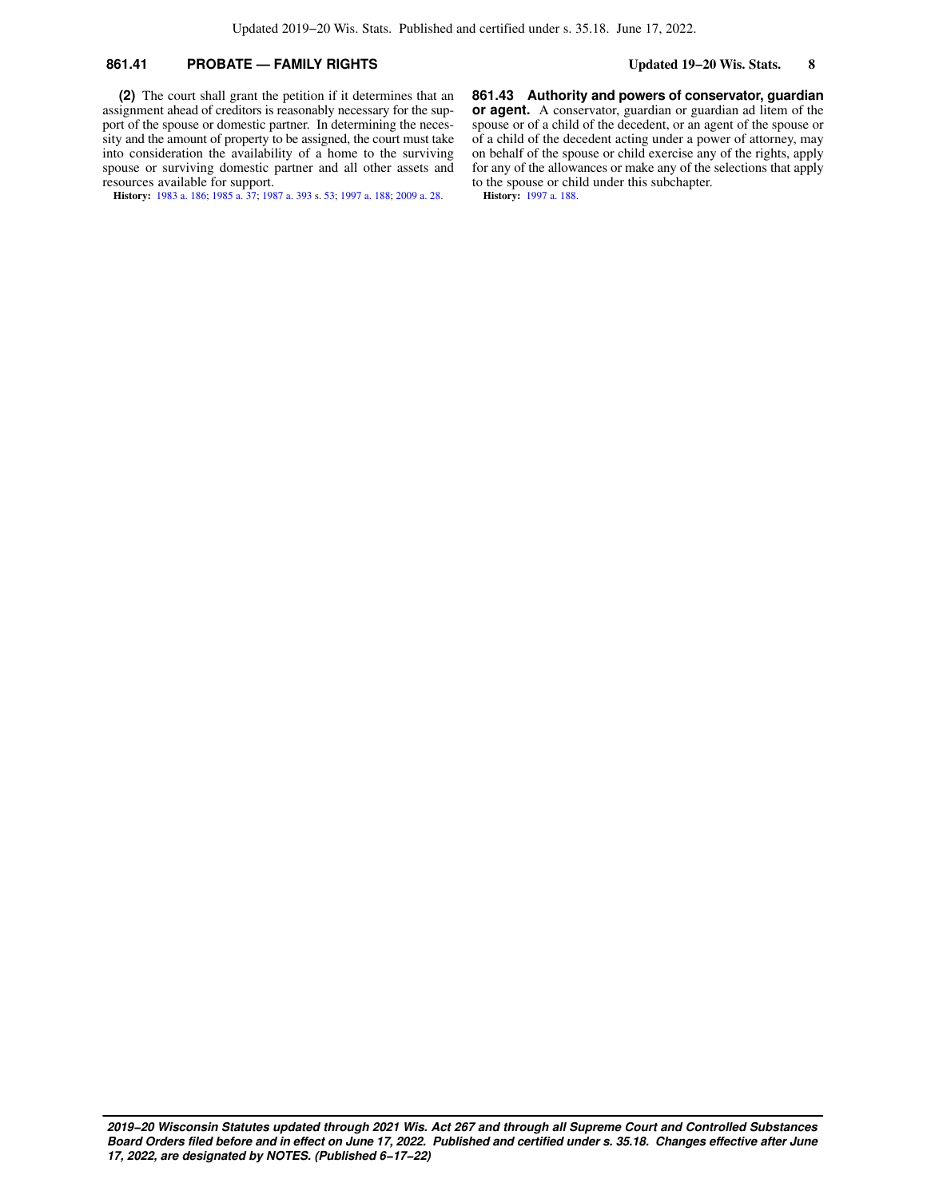**(2)** The court shall grant the petition if it determines that an assignment ahead of creditors is reasonably necessary for the support of the spouse or domestic partner. In determining the necessity and the amount of property to be assigned, the court must take into consideration the availability of a home to the surviving spouse or surviving domestic partner and all other assets and resources available for support.

**History:** 1983 a. 186; 1985 a. 37; 1987 a. 393 s. 53; 1997 a. 188; 2009 a. 28.

**861.43 Authority and powers of conservator, guardian or agent.** A conservator, guardian or guardian ad litem of the spouse or of a child of the decedent, or an agent of the spouse or of a child of the decedent acting under a power of attorney, may on behalf of the spouse or child exercise any of the rights, apply for any of the allowances or make any of the selections that apply to the spouse or child under this subchapter.

**History:** 1997 a. 188.